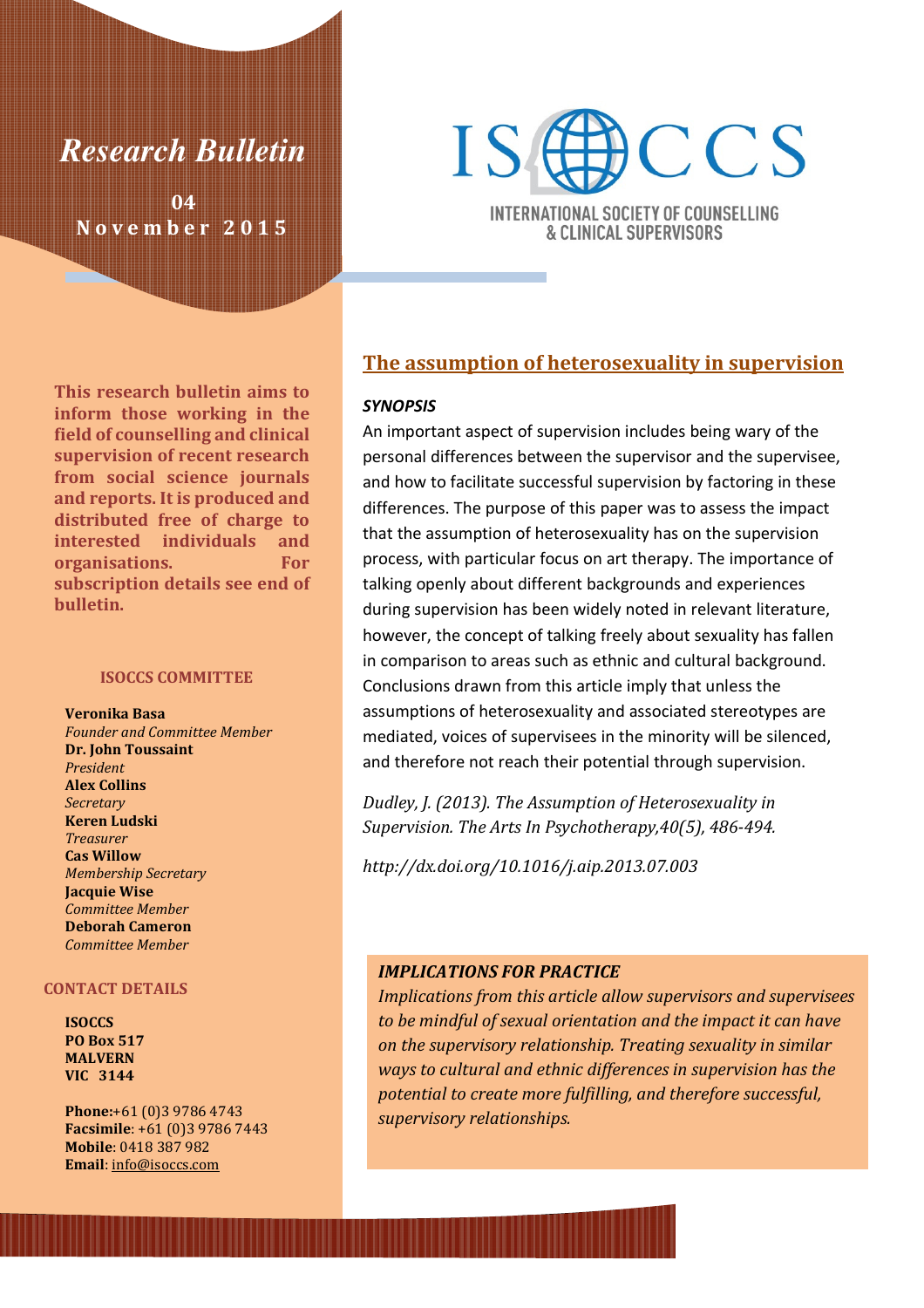# Research Bulletin

**04**
**November 2015**

**ISOCCS**
INTERNATIONAL SOCIETY OF COUNSELLING & CLINICAL SUPERVISORS

**This research bulletin aims to inform those working in the field of counselling and clinical supervision of recent research from social science journals and reports. It is produced and distributed free of charge to interested individuals and organisations. For subscription details see end of bulletin.**

## The assumption of heterosexuality in supervision

***SYNOPSIS***

An important aspect of supervision includes being wary of the personal differences between the supervisor and the supervisee, and how to facilitate successful supervision by factoring in these differences. The purpose of this paper was to assess the impact that the assumption of heterosexuality has on the supervision process, with particular focus on art therapy. The importance of talking openly about different backgrounds and experiences during supervision has been widely noted in relevant literature, however, the concept of talking freely about sexuality has fallen in comparison to areas such as ethnic and cultural background. Conclusions drawn from this article imply that unless the assumptions of heterosexuality and associated stereotypes are mediated, voices of supervisees in the minority will be silenced, and therefore not reach their potential through supervision.

*Dudley, J. (2013). The Assumption of Heterosexuality in Supervision. The Arts In Psychotherapy,40(5), 486-494.*

*http://dx.doi.org/10.1016/j.aip.2013.07.003*

***IMPLICATIONS FOR PRACTICE***

*Implications from this article allow supervisors and supervisees to be mindful of sexual orientation and the impact it can have on the supervisory relationship. Treating sexuality in similar ways to cultural and ethnic differences in supervision has the potential to create more fulfilling, and therefore successful, supervisory relationships.*

### ISOCCS COMMITTEE

**Veronika Basa**
*Founder and Committee Member*
**Dr. John Toussaint**
*President*
**Alex Collins**
*Secretary*
**Keren Ludski**
*Treasurer*
**Cas Willow**
*Membership Secretary*
**Jacquie Wise**
*Committee Member*
**Deborah Cameron**
*Committee Member*

### CONTACT DETAILS

**ISOCCS**
**PO Box 517**
**MALVERN**
**VIC 3144**

**Phone:**+61 (0)3 9786 4743
**Facsimile**: +61 (0)3 9786 7443
**Mobile**: 0418 387 982
**Email**: info@isoccs.com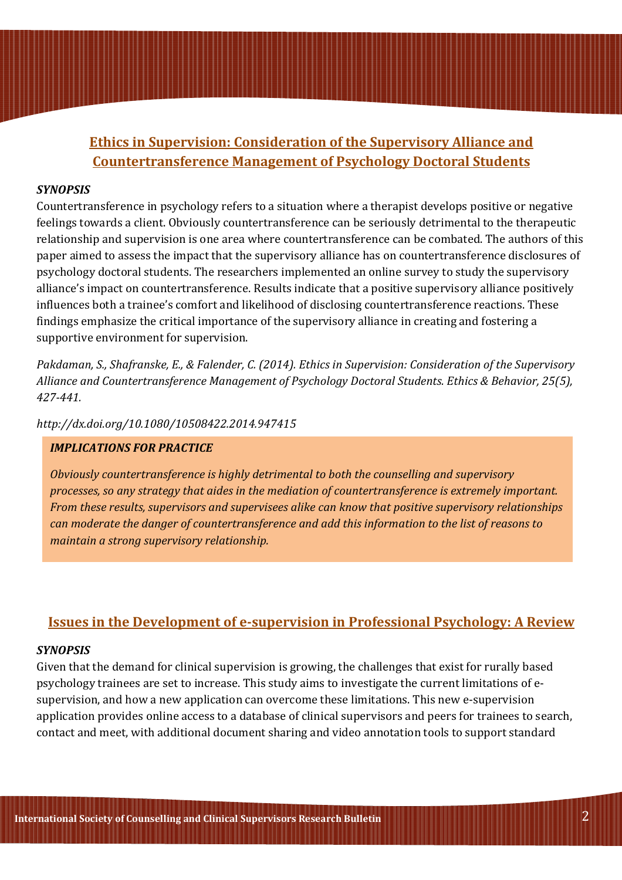## Ethics in Supervision: Consideration of the Supervisory Alliance and Countertransference Management of Psychology Doctoral Students

***SYNOPSIS***

Countertransference in psychology refers to a situation where a therapist develops positive or negative feelings towards a client. Obviously countertransference can be seriously detrimental to the therapeutic relationship and supervision is one area where countertransference can be combated. The authors of this paper aimed to assess the impact that the supervisory alliance has on countertransference disclosures of psychology doctoral students. The researchers implemented an online survey to study the supervisory alliance's impact on countertransference. Results indicate that a positive supervisory alliance positively influences both a trainee's comfort and likelihood of disclosing countertransference reactions. These findings emphasize the critical importance of the supervisory alliance in creating and fostering a supportive environment for supervision.

*Pakdaman, S., Shafranske, E., & Falender, C. (2014). Ethics in Supervision: Consideration of the Supervisory Alliance and Countertransference Management of Psychology Doctoral Students. Ethics & Behavior, 25(5), 427-441.*

*http://dx.doi.org/10.1080/10508422.2014.947415*

> ***IMPLICATIONS FOR PRACTICE***
>
> *Obviously countertransference is highly detrimental to both the counselling and supervisory processes, so any strategy that aides in the mediation of countertransference is extremely important. From these results, supervisors and supervisees alike can know that positive supervisory relationships can moderate the danger of countertransference and add this information to the list of reasons to maintain a strong supervisory relationship.*

## Issues in the Development of e-supervision in Professional Psychology: A Review

***SYNOPSIS***

Given that the demand for clinical supervision is growing, the challenges that exist for rurally based psychology trainees are set to increase. This study aims to investigate the current limitations of e-supervision, and how a new application can overcome these limitations. This new e-supervision application provides online access to a database of clinical supervisors and peers for trainees to search, contact and meet, with additional document sharing and video annotation tools to support standard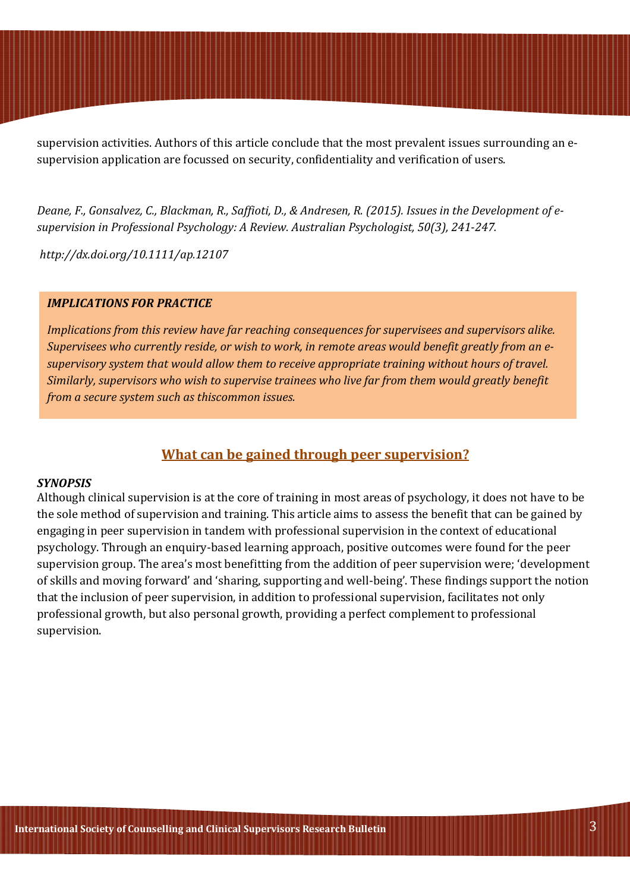supervision activities. Authors of this article conclude that the most prevalent issues surrounding an e-supervision application are focussed on security, confidentiality and verification of users.

*Deane, F., Gonsalvez, C., Blackman, R., Saffioti, D., & Andresen, R. (2015). Issues in the Development of e-supervision in Professional Psychology: A Review. Australian Psychologist, 50(3), 241-247.*

*http://dx.doi.org/10.1111/ap.12107*

***IMPLICATIONS FOR PRACTICE***

*Implications from this review have far reaching consequences for supervisees and supervisors alike. Supervisees who currently reside, or wish to work, in remote areas would benefit greatly from an e-supervisory system that would allow them to receive appropriate training without hours of travel. Similarly, supervisors who wish to supervise trainees who live far from them would greatly benefit from a secure system such as thiscommon issues.*

## What can be gained through peer supervision?

***SYNOPSIS***

Although clinical supervision is at the core of training in most areas of psychology, it does not have to be the sole method of supervision and training. This article aims to assess the benefit that can be gained by engaging in peer supervision in tandem with professional supervision in the context of educational psychology. Through an enquiry-based learning approach, positive outcomes were found for the peer supervision group. The area's most benefitting from the addition of peer supervision were; 'development of skills and moving forward' and 'sharing, supporting and well-being'. These findings support the notion that the inclusion of peer supervision, in addition to professional supervision, facilitates not only professional growth, but also personal growth, providing a perfect complement to professional supervision.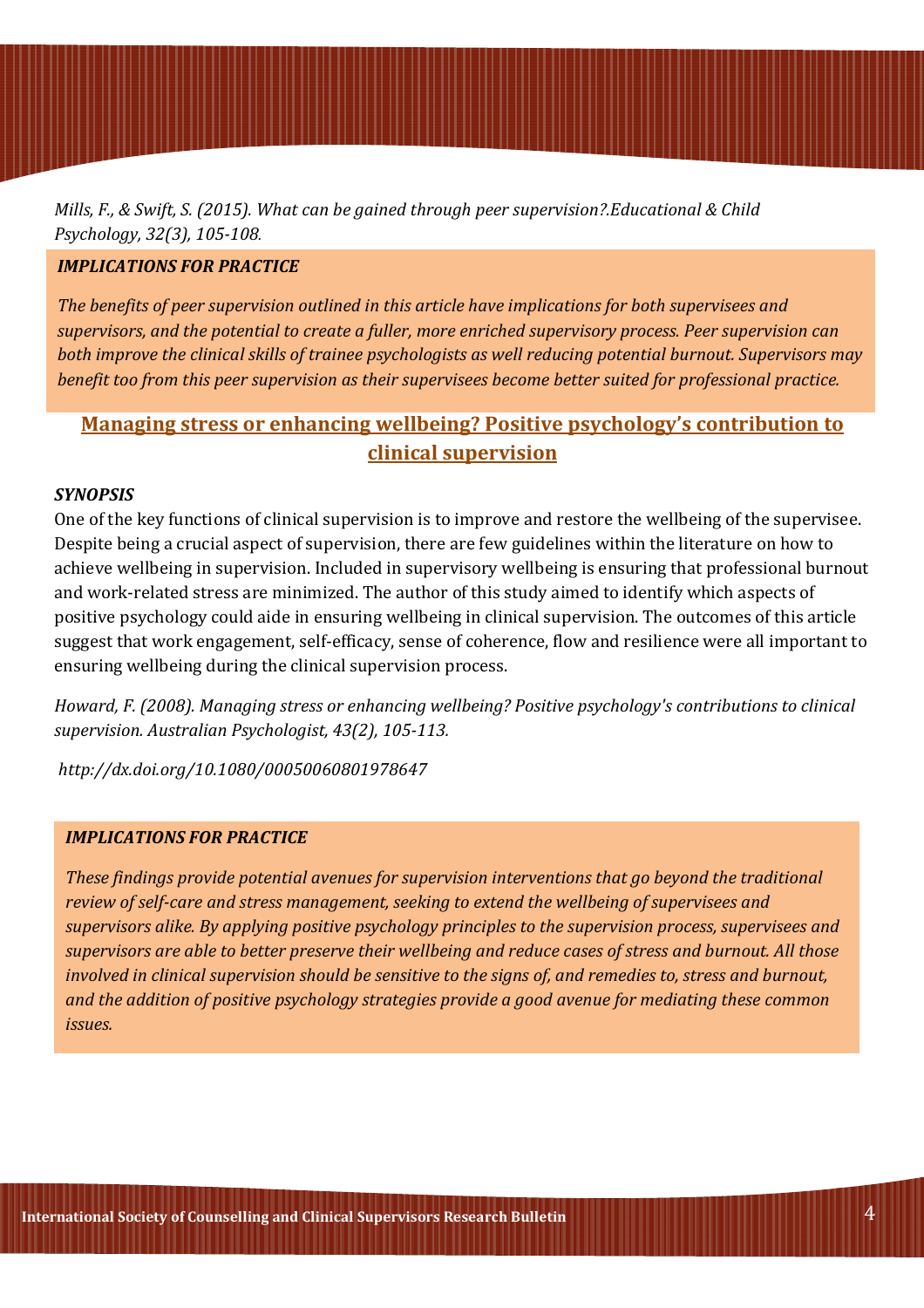*Mills, F., & Swift, S. (2015). What can be gained through peer supervision?.Educational & Child Psychology, 32(3), 105-108.*

***IMPLICATIONS FOR PRACTICE***

*The benefits of peer supervision outlined in this article have implications for both supervisees and supervisors, and the potential to create a fuller, more enriched supervisory process. Peer supervision can both improve the clinical skills of trainee psychologists as well reducing potential burnout. Supervisors may benefit too from this peer supervision as their supervisees become better suited for professional practice.*

## Managing stress or enhancing wellbeing? Positive psychology's contribution to clinical supervision

***SYNOPSIS***

One of the key functions of clinical supervision is to improve and restore the wellbeing of the supervisee. Despite being a crucial aspect of supervision, there are few guidelines within the literature on how to achieve wellbeing in supervision. Included in supervisory wellbeing is ensuring that professional burnout and work-related stress are minimized. The author of this study aimed to identify which aspects of positive psychology could aide in ensuring wellbeing in clinical supervision. The outcomes of this article suggest that work engagement, self-efficacy, sense of coherence, flow and resilience were all important to ensuring wellbeing during the clinical supervision process.

*Howard, F. (2008). Managing stress or enhancing wellbeing? Positive psychology's contributions to clinical supervision. Australian Psychologist, 43(2), 105-113.*

*http://dx.doi.org/10.1080/00050060801978647*

***IMPLICATIONS FOR PRACTICE***

*These findings provide potential avenues for supervision interventions that go beyond the traditional review of self-care and stress management, seeking to extend the wellbeing of supervisees and supervisors alike. By applying positive psychology principles to the supervision process, supervisees and supervisors are able to better preserve their wellbeing and reduce cases of stress and burnout. All those involved in clinical supervision should be sensitive to the signs of, and remedies to, stress and burnout, and the addition of positive psychology strategies provide a good avenue for mediating these common issues.*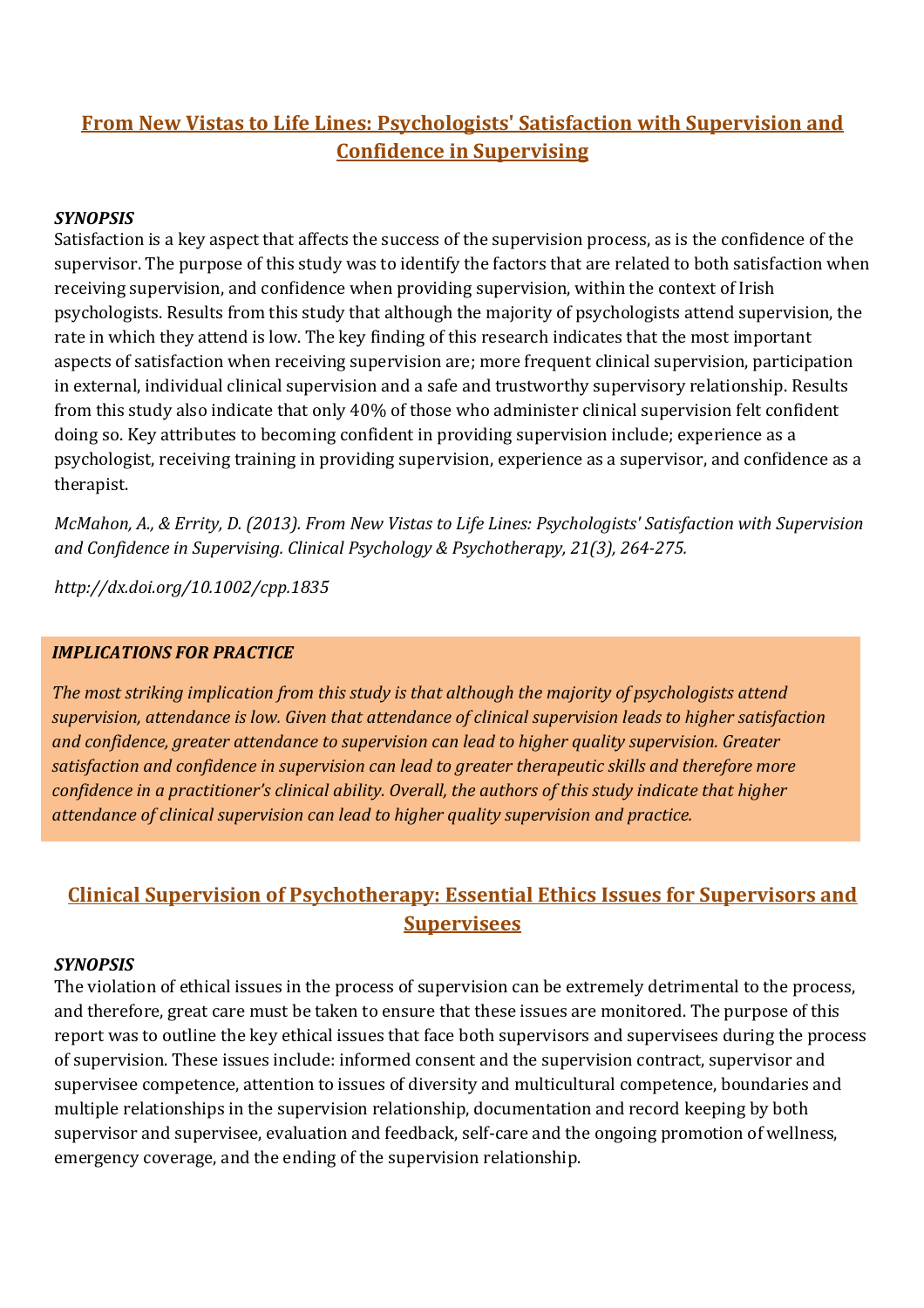## From New Vistas to Life Lines: Psychologists' Satisfaction with Supervision and Confidence in Supervising

***SYNOPSIS***

Satisfaction is a key aspect that affects the success of the supervision process, as is the confidence of the supervisor. The purpose of this study was to identify the factors that are related to both satisfaction when receiving supervision, and confidence when providing supervision, within the context of Irish psychologists. Results from this study that although the majority of psychologists attend supervision, the rate in which they attend is low. The key finding of this research indicates that the most important aspects of satisfaction when receiving supervision are; more frequent clinical supervision, participation in external, individual clinical supervision and a safe and trustworthy supervisory relationship. Results from this study also indicate that only 40% of those who administer clinical supervision felt confident doing so. Key attributes to becoming confident in providing supervision include; experience as a psychologist, receiving training in providing supervision, experience as a supervisor, and confidence as a therapist.

*McMahon, A., & Errity, D. (2013). From New Vistas to Life Lines: Psychologists' Satisfaction with Supervision and Confidence in Supervising. Clinical Psychology & Psychotherapy, 21(3), 264-275.*

*http://dx.doi.org/10.1002/cpp.1835*

***IMPLICATIONS FOR PRACTICE***

*The most striking implication from this study is that although the majority of psychologists attend supervision, attendance is low. Given that attendance of clinical supervision leads to higher satisfaction and confidence, greater attendance to supervision can lead to higher quality supervision. Greater satisfaction and confidence in supervision can lead to greater therapeutic skills and therefore more confidence in a practitioner's clinical ability. Overall, the authors of this study indicate that higher attendance of clinical supervision can lead to higher quality supervision and practice.*

## Clinical Supervision of Psychotherapy: Essential Ethics Issues for Supervisors and Supervisees

***SYNOPSIS***

The violation of ethical issues in the process of supervision can be extremely detrimental to the process, and therefore, great care must be taken to ensure that these issues are monitored. The purpose of this report was to outline the key ethical issues that face both supervisors and supervisees during the process of supervision. These issues include: informed consent and the supervision contract, supervisor and supervisee competence, attention to issues of diversity and multicultural competence, boundaries and multiple relationships in the supervision relationship, documentation and record keeping by both supervisor and supervisee, evaluation and feedback, self-care and the ongoing promotion of wellness, emergency coverage, and the ending of the supervision relationship.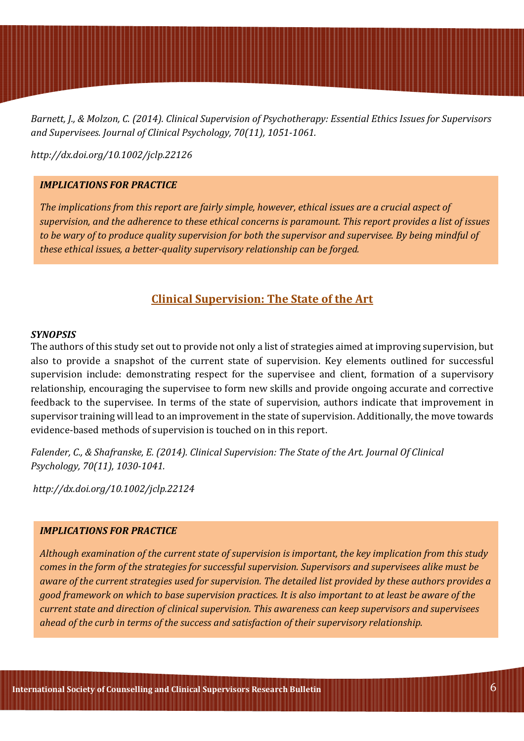*Barnett, J., & Molzon, C. (2014). Clinical Supervision of Psychotherapy: Essential Ethics Issues for Supervisors and Supervisees. Journal of Clinical Psychology, 70(11), 1051-1061.*

*http://dx.doi.org/10.1002/jclp.22126*

> ***IMPLICATIONS FOR PRACTICE***
>
> *The implications from this report are fairly simple, however, ethical issues are a crucial aspect of supervision, and the adherence to these ethical concerns is paramount. This report provides a list of issues to be wary of to produce quality supervision for both the supervisor and supervisee. By being mindful of these ethical issues, a better-quality supervisory relationship can be forged.*

## Clinical Supervision: The State of the Art

***SYNOPSIS***

The authors of this study set out to provide not only a list of strategies aimed at improving supervision, but also to provide a snapshot of the current state of supervision. Key elements outlined for successful supervision include: demonstrating respect for the supervisee and client, formation of a supervisory relationship, encouraging the supervisee to form new skills and provide ongoing accurate and corrective feedback to the supervisee. In terms of the state of supervision, authors indicate that improvement in supervisor training will lead to an improvement in the state of supervision. Additionally, the move towards evidence-based methods of supervision is touched on in this report.

*Falender, C., & Shafranske, E. (2014). Clinical Supervision: The State of the Art. Journal Of Clinical Psychology, 70(11), 1030-1041.*

*http://dx.doi.org/10.1002/jclp.22124*

> ***IMPLICATIONS FOR PRACTICE***
>
> *Although examination of the current state of supervision is important, the key implication from this study comes in the form of the strategies for successful supervision. Supervisors and supervisees alike must be aware of the current strategies used for supervision. The detailed list provided by these authors provides a good framework on which to base supervision practices. It is also important to at least be aware of the current state and direction of clinical supervision. This awareness can keep supervisors and supervisees ahead of the curb in terms of the success and satisfaction of their supervisory relationship.*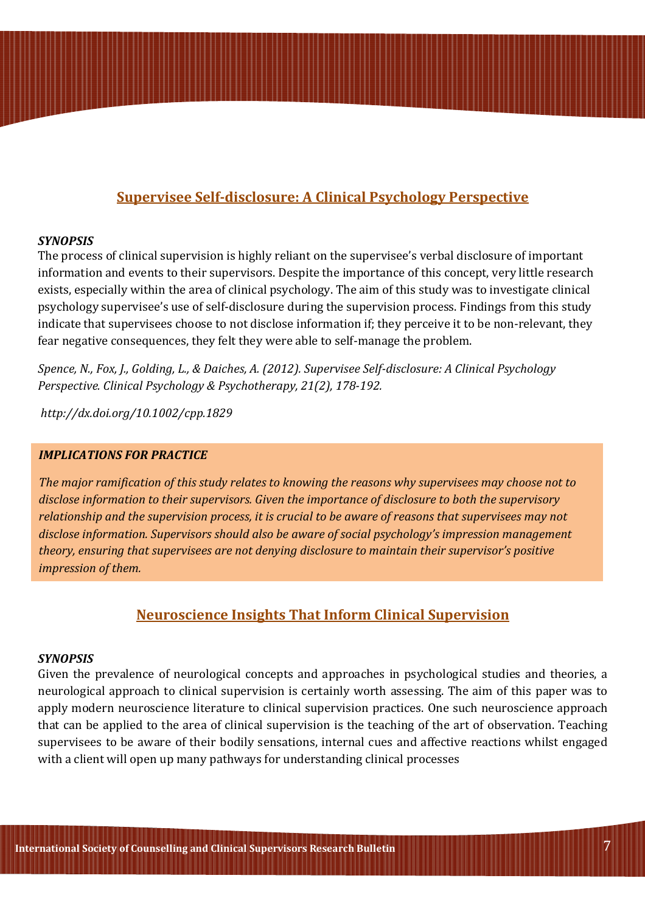## Supervisee Self-disclosure: A Clinical Psychology Perspective

***SYNOPSIS***

The process of clinical supervision is highly reliant on the supervisee's verbal disclosure of important information and events to their supervisors. Despite the importance of this concept, very little research exists, especially within the area of clinical psychology. The aim of this study was to investigate clinical psychology supervisee's use of self-disclosure during the supervision process. Findings from this study indicate that supervisees choose to not disclose information if; they perceive it to be non-relevant, they fear negative consequences, they felt they were able to self-manage the problem.

*Spence, N., Fox, J., Golding, L., & Daiches, A. (2012). Supervisee Self-disclosure: A Clinical Psychology Perspective. Clinical Psychology & Psychotherapy, 21(2), 178-192.*

*http://dx.doi.org/10.1002/cpp.1829*

***IMPLICATIONS FOR PRACTICE***

*The major ramification of this study relates to knowing the reasons why supervisees may choose not to disclose information to their supervisors. Given the importance of disclosure to both the supervisory relationship and the supervision process, it is crucial to be aware of reasons that supervisees may not disclose information. Supervisors should also be aware of social psychology's impression management theory, ensuring that supervisees are not denying disclosure to maintain their supervisor's positive impression of them.*

## Neuroscience Insights That Inform Clinical Supervision

***SYNOPSIS***

Given the prevalence of neurological concepts and approaches in psychological studies and theories, a neurological approach to clinical supervision is certainly worth assessing. The aim of this paper was to apply modern neuroscience literature to clinical supervision practices. One such neuroscience approach that can be applied to the area of clinical supervision is the teaching of the art of observation. Teaching supervisees to be aware of their bodily sensations, internal cues and affective reactions whilst engaged with a client will open up many pathways for understanding clinical processes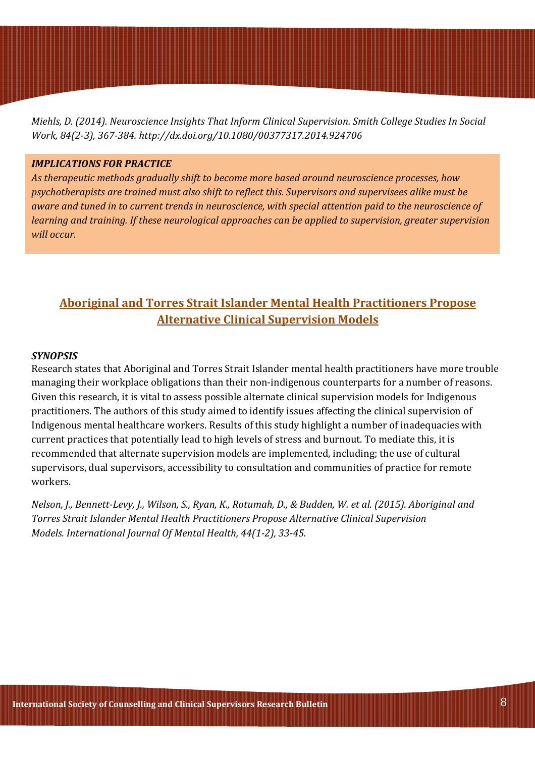*Miehls, D. (2014). Neuroscience Insights That Inform Clinical Supervision. Smith College Studies In Social Work, 84(2-3), 367-384. http://dx.doi.org/10.1080/00377317.2014.924706*

***IMPLICATIONS FOR PRACTICE***

*As therapeutic methods gradually shift to become more based around neuroscience processes, how psychotherapists are trained must also shift to reflect this. Supervisors and supervisees alike must be aware and tuned in to current trends in neuroscience, with special attention paid to the neuroscience of learning and training. If these neurological approaches can be applied to supervision, greater supervision will occur.*

## Aboriginal and Torres Strait Islander Mental Health Practitioners Propose Alternative Clinical Supervision Models

***SYNOPSIS***

Research states that Aboriginal and Torres Strait Islander mental health practitioners have more trouble managing their workplace obligations than their non-indigenous counterparts for a number of reasons. Given this research, it is vital to assess possible alternate clinical supervision models for Indigenous practitioners. The authors of this study aimed to identify issues affecting the clinical supervision of Indigenous mental healthcare workers. Results of this study highlight a number of inadequacies with current practices that potentially lead to high levels of stress and burnout. To mediate this, it is recommended that alternate supervision models are implemented, including; the use of cultural supervisors, dual supervisors, accessibility to consultation and communities of practice for remote workers.

*Nelson, J., Bennett-Levy, J., Wilson, S., Ryan, K., Rotumah, D., & Budden, W. et al. (2015). Aboriginal and Torres Strait Islander Mental Health Practitioners Propose Alternative Clinical Supervision Models. International Journal Of Mental Health, 44(1-2), 33-45.*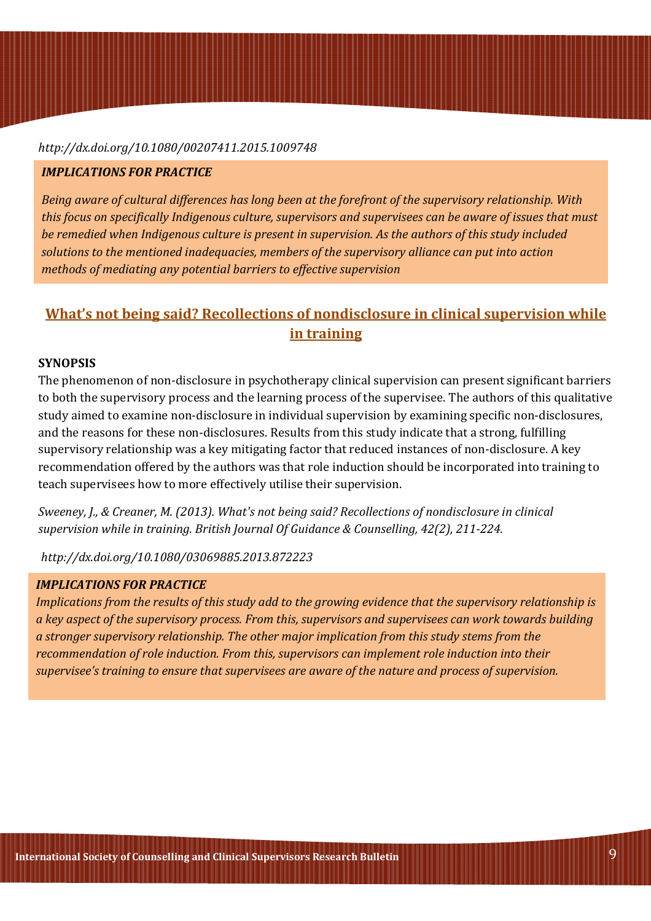*http://dx.doi.org/10.1080/00207411.2015.1009748*

***IMPLICATIONS FOR PRACTICE***

*Being aware of cultural differences has long been at the forefront of the supervisory relationship. With this focus on specifically Indigenous culture, supervisors and supervisees can be aware of issues that must be remedied when Indigenous culture is present in supervision. As the authors of this study included solutions to the mentioned inadequacies, members of the supervisory alliance can put into action methods of mediating any potential barriers to effective supervision*

## What's not being said? Recollections of nondisclosure in clinical supervision while in training

**SYNOPSIS**

The phenomenon of non-disclosure in psychotherapy clinical supervision can present significant barriers to both the supervisory process and the learning process of the supervisee. The authors of this qualitative study aimed to examine non-disclosure in individual supervision by examining specific non-disclosures, and the reasons for these non-disclosures. Results from this study indicate that a strong, fulfilling supervisory relationship was a key mitigating factor that reduced instances of non-disclosure. A key recommendation offered by the authors was that role induction should be incorporated into training to teach supervisees how to more effectively utilise their supervision.

*Sweeney, J., & Creaner, M. (2013). What's not being said? Recollections of nondisclosure in clinical supervision while in training. British Journal Of Guidance & Counselling, 42(2), 211-224.*

*http://dx.doi.org/10.1080/03069885.2013.872223*

***IMPLICATIONS FOR PRACTICE***

*Implications from the results of this study add to the growing evidence that the supervisory relationship is a key aspect of the supervisory process. From this, supervisors and supervisees can work towards building a stronger supervisory relationship. The other major implication from this study stems from the recommendation of role induction. From this, supervisors can implement role induction into their supervisee's training to ensure that supervisees are aware of the nature and process of supervision.*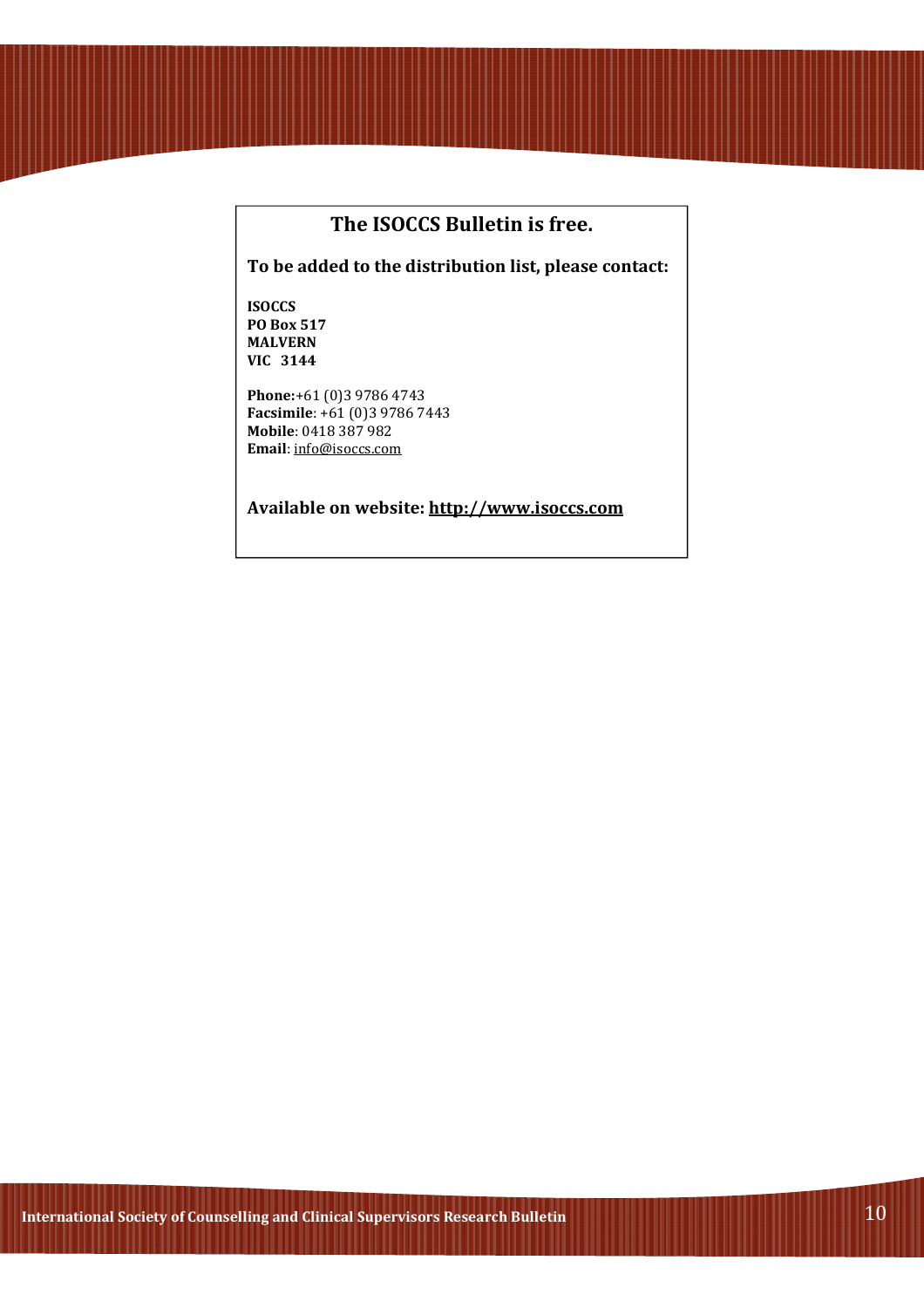## The ISOCCS Bulletin is free.

**To be added to the distribution list, please contact:**

**ISOCCS**
**PO Box 517**
**MALVERN**
**VIC 3144**

**Phone:**+61 (0)3 9786 4743
**Facsimile**: +61 (0)3 9786 7443
**Mobile**: 0418 387 982
**Email**: info@isoccs.com

**Available on website: http://www.isoccs.com**